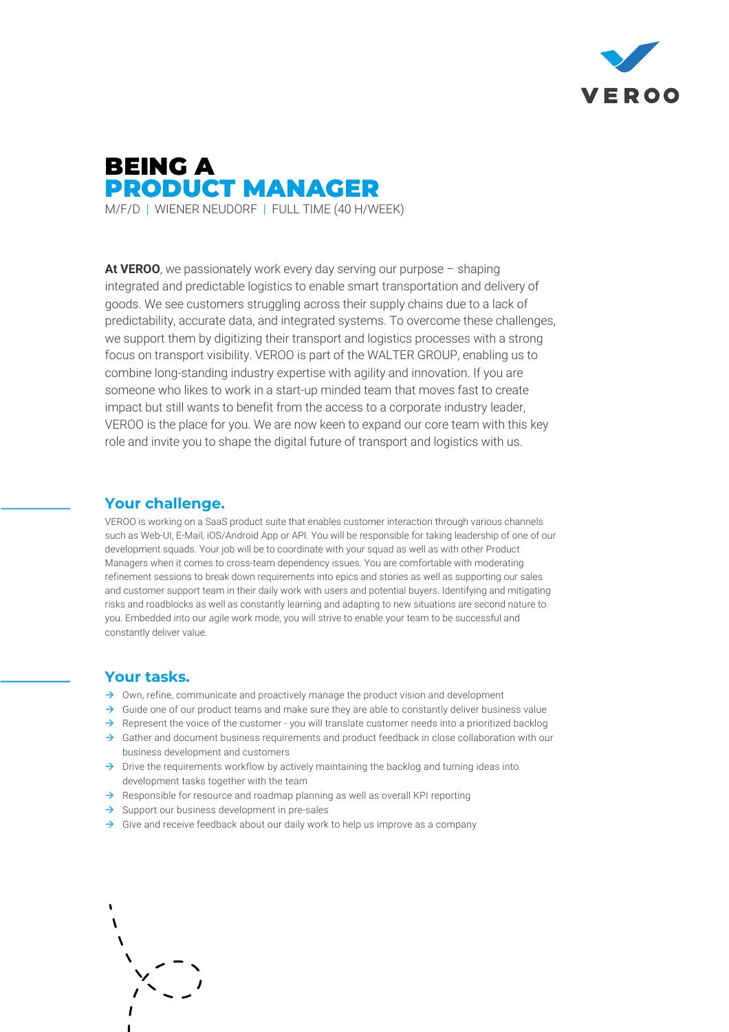VEROO

# BEING A PRODUCT MANAGER

M/F/D | WIENER NEUDORF | FULL TIME (40 H/WEEK)

**At VEROO**, we passionately work every day serving our purpose – shaping integrated and predictable logistics to enable smart transportation and delivery of goods. We see customers struggling across their supply chains due to a lack of predictability, accurate data, and integrated systems. To overcome these challenges, we support them by digitizing their transport and logistics processes with a strong focus on transport visibility. VEROO is part of the WALTER GROUP, enabling us to combine long-standing industry expertise with agility and innovation. If you are someone who likes to work in a start-up minded team that moves fast to create impact but still wants to benefit from the access to a corporate industry leader, VEROO is the place for you. We are now keen to expand our core team with this key role and invite you to shape the digital future of transport and logistics with us.

## Your challenge.

VEROO is working on a SaaS product suite that enables customer interaction through various channels such as Web-UI, E-Mail, iOS/Android App or API. You will be responsible for taking leadership of one of our development squads. Your job will be to coordinate with your squad as well as with other Product Managers when it comes to cross-team dependency issues. You are comfortable with moderating refinement sessions to break down requirements into epics and stories as well as supporting our sales and customer support team in their daily work with users and potential buyers. Identifying and mitigating risks and roadblocks as well as constantly learning and adapting to new situations are second nature to you. Embedded into our agile work mode, you will strive to enable your team to be successful and constantly deliver value.

## Your tasks.

- → Own, refine, communicate and proactively manage the product vision and development
- → Guide one of our product teams and make sure they are able to constantly deliver business value
- → Represent the voice of the customer - you will translate customer needs into a prioritized backlog
- → Gather and document business requirements and product feedback in close collaboration with our business development and customers
- → Drive the requirements workflow by actively maintaining the backlog and turning ideas into development tasks together with the team
- → Responsible for resource and roadmap planning as well as overall KPI reporting
- → Support our business development in pre-sales
- → Give and receive feedback about our daily work to help us improve as a company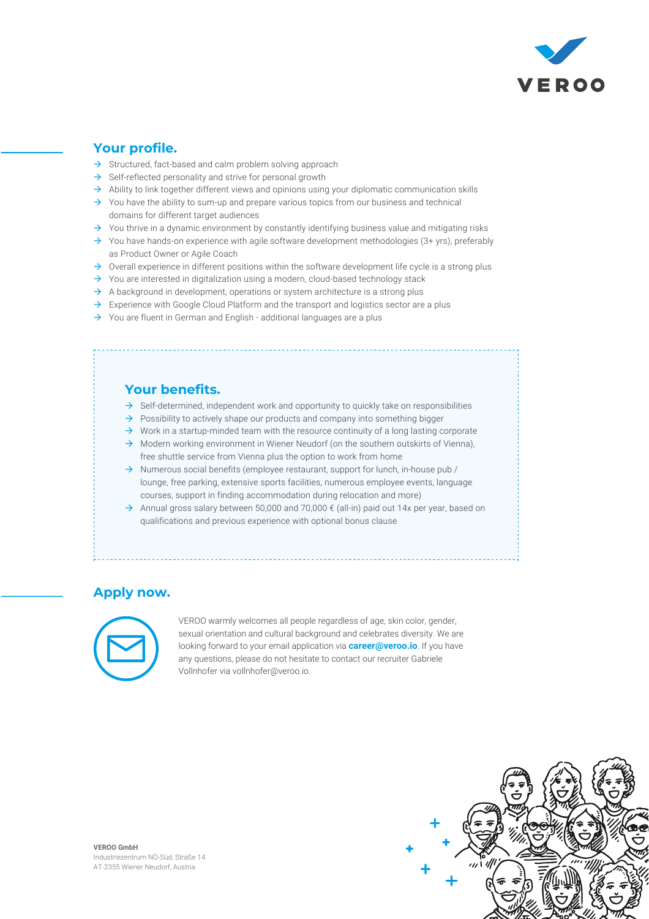## Your profile.

- Structured, fact-based and calm problem solving approach
- Self-reflected personality and strive for personal growth
- Ability to link together different views and opinions using your diplomatic communication skills
- You have the ability to sum-up and prepare various topics from our business and technical domains for different target audiences
- You thrive in a dynamic environment by constantly identifying business value and mitigating risks
- You have hands-on experience with agile software development methodologies (3+ yrs), preferably as Product Owner or Agile Coach
- Overall experience in different positions within the software development life cycle is a strong plus
- You are interested in digitalization using a modern, cloud-based technology stack
- A background in development, operations or system architecture is a strong plus
- Experience with Google Cloud Platform and the transport and logistics sector are a plus
- You are fluent in German and English - additional languages are a plus

## Your benefits.

- Self-determined, independent work and opportunity to quickly take on responsibilities
- Possibility to actively shape our products and company into something bigger
- Work in a startup-minded team with the resource continuity of a long lasting corporate
- Modern working environment in Wiener Neudorf (on the southern outskirts of Vienna), free shuttle service from Vienna plus the option to work from home
- Numerous social benefits (employee restaurant, support for lunch, in-house pub / lounge, free parking, extensive sports facilities, numerous employee events, language courses, support in finding accommodation during relocation and more)
- Annual gross salary between 50,000 and 70,000 € (all-in) paid out 14x per year, based on qualifications and previous experience with optional bonus clause

## Apply now.

VEROO warmly welcomes all people regardless of age, skin color, gender, sexual orientation and cultural background and celebrates diversity. We are looking forward to your email application via **career@veroo.io**. If you have any questions, please do not hesitate to contact our recruiter Gabriele Vollnhofer via vollnhofer@veroo.io.

**VEROO GmbH**
Industriezentrum NÖ-Süd, Straße 14
AT-2355 Wiener Neudorf, Austria